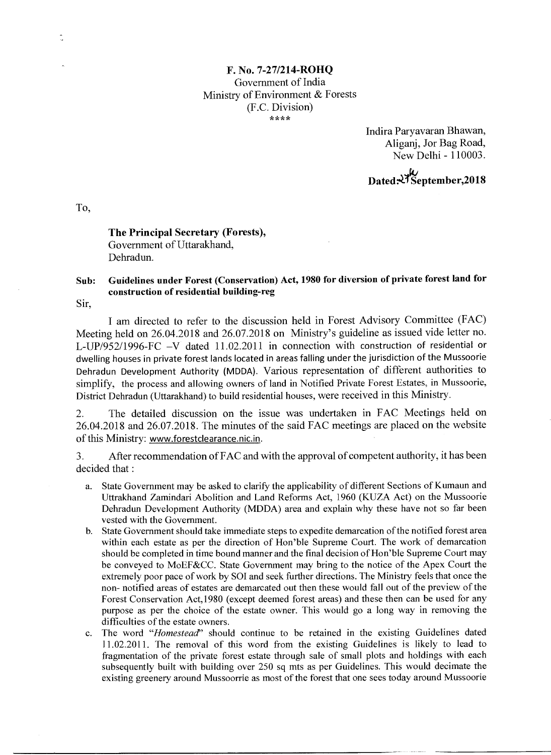**F. No. 7-27/214-ROHQ**
Government of India
Ministry of Environment & Forests
(F.C. Division)
\*\*\*\*

Indira Paryavaran Bhawan,
Aliganj, Jor Bag Road,
New Delhi - 110003.

**Dated: 27 September, 2018**

To,

**The Principal Secretary (Forests),**
Government of Uttarakhand,
Dehradun.

**Sub: Guidelines under Forest (Conservation) Act, 1980 for diversion of private forest land for construction of residential building-reg**

Sir,

I am directed to refer to the discussion held in Forest Advisory Committee (FAC) Meeting held on 26.04.2018 and 26.07.2018 on Ministry's guideline as issued vide letter no. L-UP/952/1996-FC –V dated 11.02.2011 in connection with construction of residential or dwelling houses in private forest lands located in areas falling under the jurisdiction of the Mussoorie Dehradun Development Authority (MDDA). Various representation of different authorities to simplify, the process and allowing owners of land in Notified Private Forest Estates, in Mussoorie, District Dehradun (Uttarakhand) to build residential houses, were received in this Ministry.

2. The detailed discussion on the issue was undertaken in FAC Meetings held on 26.04.2018 and 26.07.2018. The minutes of the said FAC meetings are placed on the website of this Ministry: www.forestclearance.nic.in.

3. After recommendation of FAC and with the approval of competent authority, it has been decided that :

a. State Government may be asked to clarify the applicability of different Sections of Kumaun and Uttrakhand Zamindari Abolition and Land Reforms Act, 1960 (KUZA Act) on the Mussoorie Dehradun Development Authority (MDDA) area and explain why these have not so far been vested with the Government.

b. State Government should take immediate steps to expedite demarcation of the notified forest area within each estate as per the direction of Hon'ble Supreme Court. The work of demarcation should be completed in time bound manner and the final decision of Hon'ble Supreme Court may be conveyed to MoEF&CC. State Government may bring to the notice of the Apex Court the extremely poor pace of work by SOI and seek further directions. The Ministry feels that once the non- notified areas of estates are demarcated out then these would fall out of the preview of the Forest Conservation Act,1980 (except deemed forest areas) and these then can be used for any purpose as per the choice of the estate owner. This would go a long way in removing the difficulties of the estate owners.

c. The word "*Homestead*" should continue to be retained in the existing Guidelines dated 11.02.2011. The removal of this word from the existing Guidelines is likely to lead to fragmentation of the private forest estate through sale of small plots and holdings with each subsequently built with building over 250 sq mts as per Guidelines. This would decimate the existing greenery around Mussoorie as most of the forest that one sees today around Mussoorie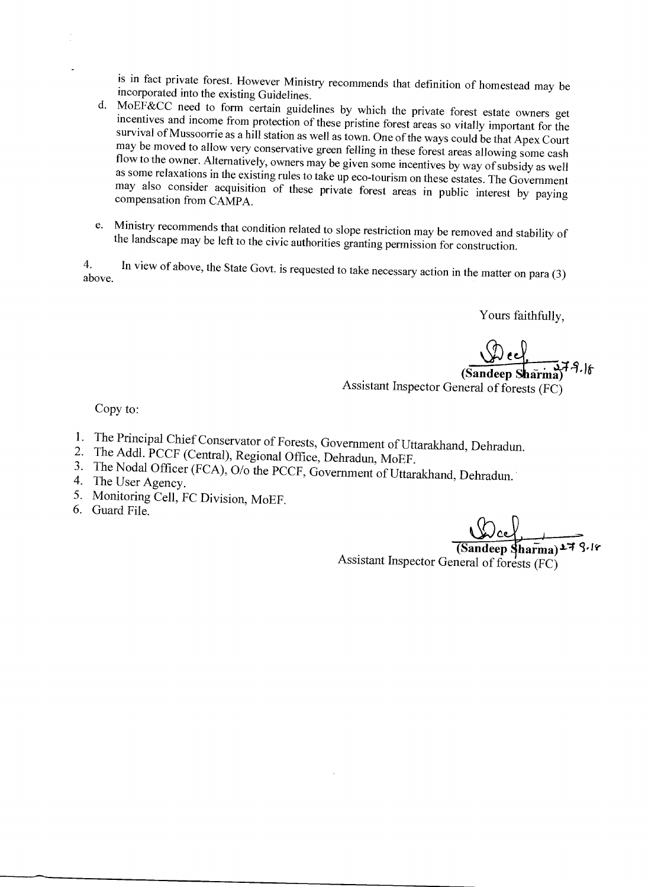is in fact private forest. However Ministry recommends that definition of homestead may be incorporated into the existing Guidelines.

d. MoEF&CC need to form certain guidelines by which the private forest estate owners get incentives and income from protection of these pristine forest areas so vitally important for the survival of Mussoorrie as a hill station as well as town. One of the ways could be that Apex Court may be moved to allow very conservative green felling in these forest areas allowing some cash flow to the owner. Alternatively, owners may be given some incentives by way of subsidy as well as some relaxations in the existing rules to take up eco-tourism on these estates. The Government may also consider acquisition of these private forest areas in public interest by paying compensation from CAMPA.

e. Ministry recommends that condition related to slope restriction may be removed and stability of the landscape may be left to the civic authorities granting permission for construction.

4. In view of above, the State Govt. is requested to take necessary action in the matter on para (3) above.

Yours faithfully,

(Sandeep Sharma) 27.9.16
Assistant Inspector General of forests (FC)

Copy to:

1. The Principal Chief Conservator of Forests, Government of Uttarakhand, Dehradun.
2. The Addl. PCCF (Central), Regional Office, Dehradun, MoEF.
3. The Nodal Officer (FCA), O/o the PCCF, Government of Uttarakhand, Dehradun.
4. The User Agency.
5. Monitoring Cell, FC Division, MoEF.
6. Guard File.

(Sandeep Sharma) 27.9.16
Assistant Inspector General of forests (FC)